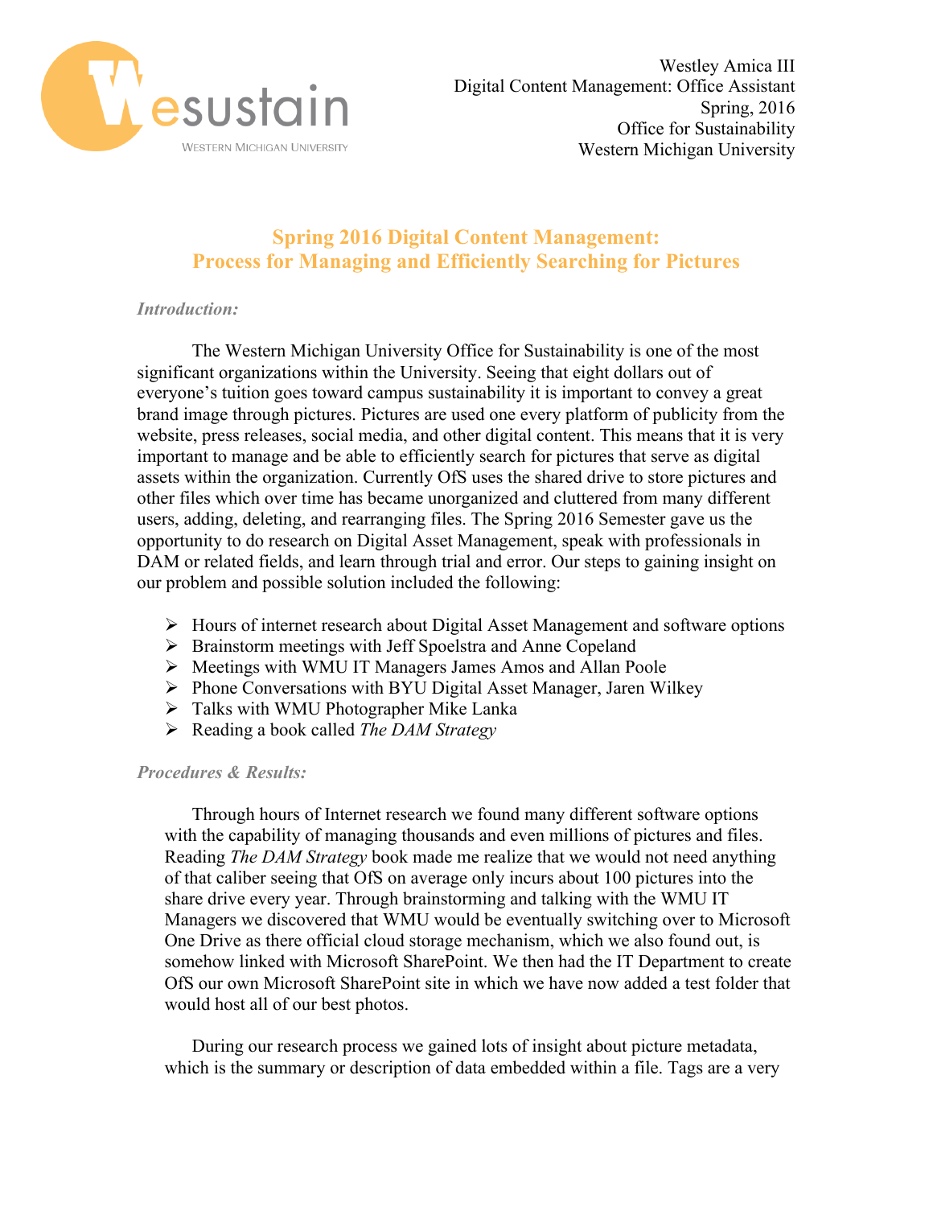Westley Amica III
Digital Content Management: Office Assistant
Spring, 2016
Office for Sustainability
Western Michigan University

# Spring 2016 Digital Content Management: Process for Managing and Efficiently Searching for Pictures

### *Introduction:*

The Western Michigan University Office for Sustainability is one of the most significant organizations within the University. Seeing that eight dollars out of everyone's tuition goes toward campus sustainability it is important to convey a great brand image through pictures. Pictures are used one every platform of publicity from the website, press releases, social media, and other digital content. This means that it is very important to manage and be able to efficiently search for pictures that serve as digital assets within the organization. Currently OfS uses the shared drive to store pictures and other files which over time has became unorganized and cluttered from many different users, adding, deleting, and rearranging files. The Spring 2016 Semester gave us the opportunity to do research on Digital Asset Management, speak with professionals in DAM or related fields, and learn through trial and error. Our steps to gaining insight on our problem and possible solution included the following:

- Hours of internet research about Digital Asset Management and software options
- Brainstorm meetings with Jeff Spoelstra and Anne Copeland
- Meetings with WMU IT Managers James Amos and Allan Poole
- Phone Conversations with BYU Digital Asset Manager, Jaren Wilkey
- Talks with WMU Photographer Mike Lanka
- Reading a book called *The DAM Strategy*

### *Procedures & Results:*

Through hours of Internet research we found many different software options with the capability of managing thousands and even millions of pictures and files. Reading *The DAM Strategy* book made me realize that we would not need anything of that caliber seeing that OfS on average only incurs about 100 pictures into the share drive every year. Through brainstorming and talking with the WMU IT Managers we discovered that WMU would be eventually switching over to Microsoft One Drive as there official cloud storage mechanism, which we also found out, is somehow linked with Microsoft SharePoint. We then had the IT Department to create OfS our own Microsoft SharePoint site in which we have now added a test folder that would host all of our best photos.

During our research process we gained lots of insight about picture metadata, which is the summary or description of data embedded within a file. Tags are a very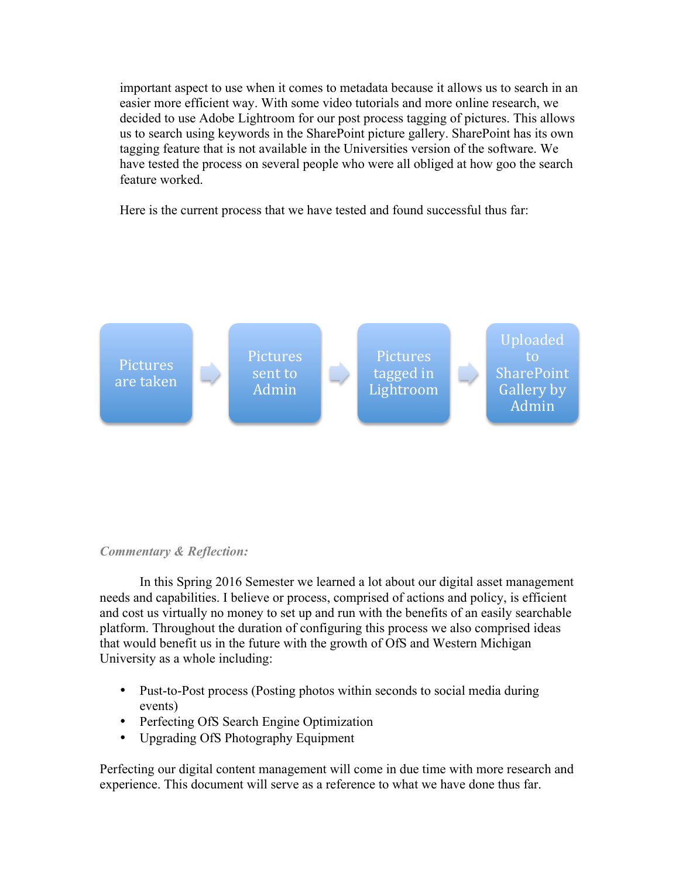important aspect to use when it comes to metadata because it allows us to search in an easier more efficient way. With some video tutorials and more online research, we decided to use Adobe Lightroom for our post process tagging of pictures. This allows us to search using keywords in the SharePoint picture gallery. SharePoint has its own tagging feature that is not available in the Universities version of the software. We have tested the process on several people who were all obliged at how goo the search feature worked.

Here is the current process that we have tested and found successful thus far:

Pictures are taken → Pictures sent to Admin → Pictures tagged in Lightroom → Uploaded to SharePoint Gallery by Admin

*Commentary & Reflection:*

In this Spring 2016 Semester we learned a lot about our digital asset management needs and capabilities. I believe or process, comprised of actions and policy, is efficient and cost us virtually no money to set up and run with the benefits of an easily searchable platform. Throughout the duration of configuring this process we also comprised ideas that would benefit us in the future with the growth of OfS and Western Michigan University as a whole including:

- Pust-to-Post process (Posting photos within seconds to social media during events)
- Perfecting OfS Search Engine Optimization
- Upgrading OfS Photography Equipment

Perfecting our digital content management will come in due time with more research and experience. This document will serve as a reference to what we have done thus far.